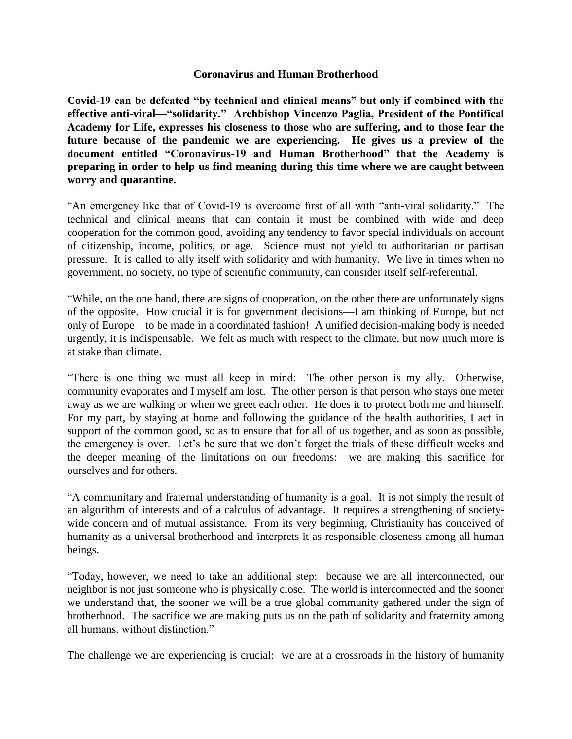# Coronavirus and Human Brotherhood

**Covid-19 can be defeated "by technical and clinical means" but only if combined with the effective anti-viral—"solidarity." Archbishop Vincenzo Paglia, President of the Pontifical Academy for Life, expresses his closeness to those who are suffering, and to those fear the future because of the pandemic we are experiencing. He gives us a preview of the document entitled "Coronavirus-19 and Human Brotherhood" that the Academy is preparing in order to help us find meaning during this time where we are caught between worry and quarantine.**

"An emergency like that of Covid-19 is overcome first of all with "anti-viral solidarity." The technical and clinical means that can contain it must be combined with wide and deep cooperation for the common good, avoiding any tendency to favor special individuals on account of citizenship, income, politics, or age. Science must not yield to authoritarian or partisan pressure. It is called to ally itself with solidarity and with humanity. We live in times when no government, no society, no type of scientific community, can consider itself self-referential.

"While, on the one hand, there are signs of cooperation, on the other there are unfortunately signs of the opposite. How crucial it is for government decisions—I am thinking of Europe, but not only of Europe—to be made in a coordinated fashion! A unified decision-making body is needed urgently, it is indispensable. We felt as much with respect to the climate, but now much more is at stake than climate.

"There is one thing we must all keep in mind: The other person is my ally. Otherwise, community evaporates and I myself am lost. The other person is that person who stays one meter away as we are walking or when we greet each other. He does it to protect both me and himself. For my part, by staying at home and following the guidance of the health authorities, I act in support of the common good, so as to ensure that for all of us together, and as soon as possible, the emergency is over. Let's be sure that we don't forget the trials of these difficult weeks and the deeper meaning of the limitations on our freedoms: we are making this sacrifice for ourselves and for others.

"A communitary and fraternal understanding of humanity is a goal. It is not simply the result of an algorithm of interests and of a calculus of advantage. It requires a strengthening of society-wide concern and of mutual assistance. From its very beginning, Christianity has conceived of humanity as a universal brotherhood and interprets it as responsible closeness among all human beings.

"Today, however, we need to take an additional step: because we are all interconnected, our neighbor is not just someone who is physically close. The world is interconnected and the sooner we understand that, the sooner we will be a true global community gathered under the sign of brotherhood. The sacrifice we are making puts us on the path of solidarity and fraternity among all humans, without distinction."

The challenge we are experiencing is crucial: we are at a crossroads in the history of humanity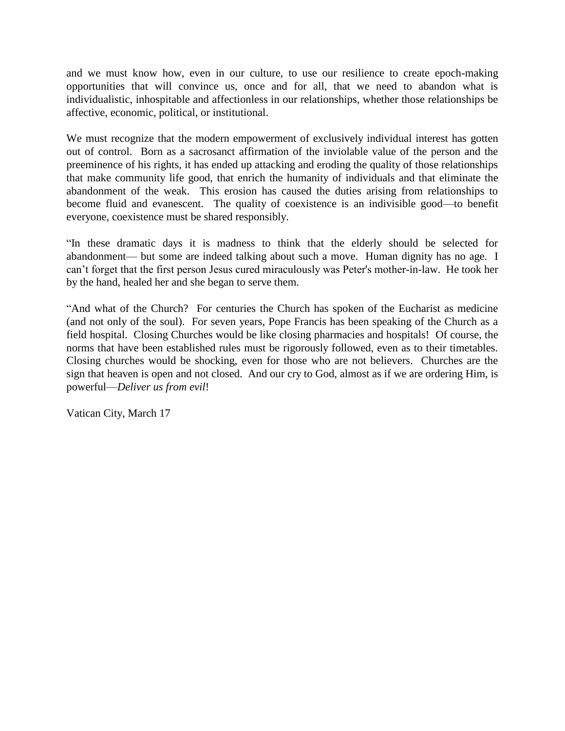and we must know how, even in our culture, to use our resilience to create epoch-making opportunities that will convince us, once and for all, that we need to abandon what is individualistic, inhospitable and affectionless in our relationships, whether those relationships be affective, economic, political, or institutional.

We must recognize that the modern empowerment of exclusively individual interest has gotten out of control. Born as a sacrosanct affirmation of the inviolable value of the person and the preeminence of his rights, it has ended up attacking and eroding the quality of those relationships that make community life good, that enrich the humanity of individuals and that eliminate the abandonment of the weak. This erosion has caused the duties arising from relationships to become fluid and evanescent. The quality of coexistence is an indivisible good—to benefit everyone, coexistence must be shared responsibly.

"In these dramatic days it is madness to think that the elderly should be selected for abandonment— but some are indeed talking about such a move. Human dignity has no age. I can't forget that the first person Jesus cured miraculously was Peter's mother-in-law. He took her by the hand, healed her and she began to serve them.

"And what of the Church? For centuries the Church has spoken of the Eucharist as medicine (and not only of the soul). For seven years, Pope Francis has been speaking of the Church as a field hospital. Closing Churches would be like closing pharmacies and hospitals! Of course, the norms that have been established rules must be rigorously followed, even as to their timetables. Closing churches would be shocking, even for those who are not believers. Churches are the sign that heaven is open and not closed. And our cry to God, almost as if we are ordering Him, is powerful—*Deliver us from evil*!

Vatican City, March 17